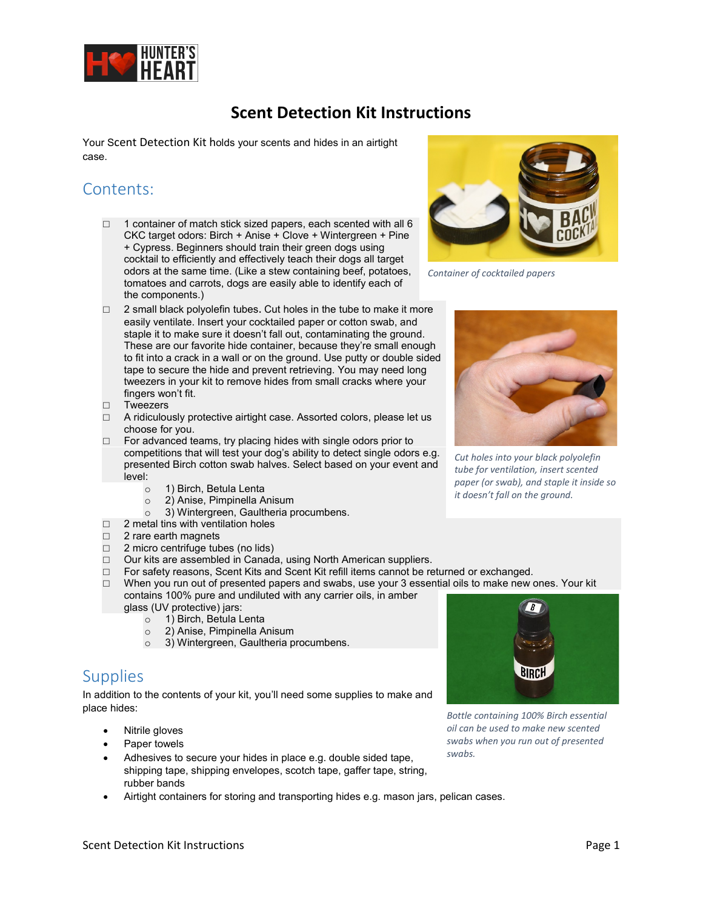# Scent Detection Kit Instructions

Your Scent Detection Kit holds your scents and hides in an airtight case.

## Contents:

*Container of cocktailed papers*

- ☐ 1 container of match stick sized papers, each scented with all 6 CKC target odors: Birch + Anise + Clove + Wintergreen + Pine + Cypress. Beginners should train their green dogs using cocktail to efficiently and effectively teach their dogs all target odors at the same time. (Like a stew containing beef, potatoes, tomatoes and carrots, dogs are easily able to identify each of the components.)
- ☐ 2 small black polyolefin tubes. Cut holes in the tube to make it more easily ventilate. Insert your cocktailed paper or cotton swab, and staple it to make sure it doesn't fall out, contaminating the ground. These are our favorite hide container, because they're small enough to fit into a crack in a wall or on the ground. Use putty or double sided tape to secure the hide and prevent retrieving. You may need long tweezers in your kit to remove hides from small cracks where your fingers won't fit.
- ☐ Tweezers
- ☐ A ridiculously protective airtight case. Assorted colors, please let us choose for you.
- ☐ For advanced teams, try placing hides with single odors prior to competitions that will test your dog's ability to detect single odors e.g. presented Birch cotton swab halves. Select based on your event and level:
  - 1) Birch, Betula Lenta
  - 2) Anise, Pimpinella Anisum
  - 3) Wintergreen, Gaultheria procumbens.
- ☐ 2 metal tins with ventilation holes
- ☐ 2 rare earth magnets
- ☐ 2 micro centrifuge tubes (no lids)
- ☐ Our kits are assembled in Canada, using North American suppliers.
- ☐ For safety reasons, Scent Kits and Scent Kit refill items cannot be returned or exchanged.
- ☐ When you run out of presented papers and swabs, use your 3 essential oils to make new ones. Your kit contains 100% pure and undiluted with any carrier oils, in amber glass (UV protective) jars:
  - 1) Birch, Betula Lenta
  - 2) Anise, Pimpinella Anisum
  - 3) Wintergreen, Gaultheria procumbens.

*Cut holes into your black polyolefin tube for ventilation, insert scented paper (or swab), and staple it inside so it doesn't fall on the ground.*

## Supplies

In addition to the contents of your kit, you'll need some supplies to make and place hides:

- Nitrile gloves
- Paper towels
- Adhesives to secure your hides in place e.g. double sided tape, shipping tape, shipping envelopes, scotch tape, gaffer tape, string, rubber bands
- Airtight containers for storing and transporting hides e.g. mason jars, pelican cases.

*Bottle containing 100% Birch essential oil can be used to make new scented swabs when you run out of presented swabs.*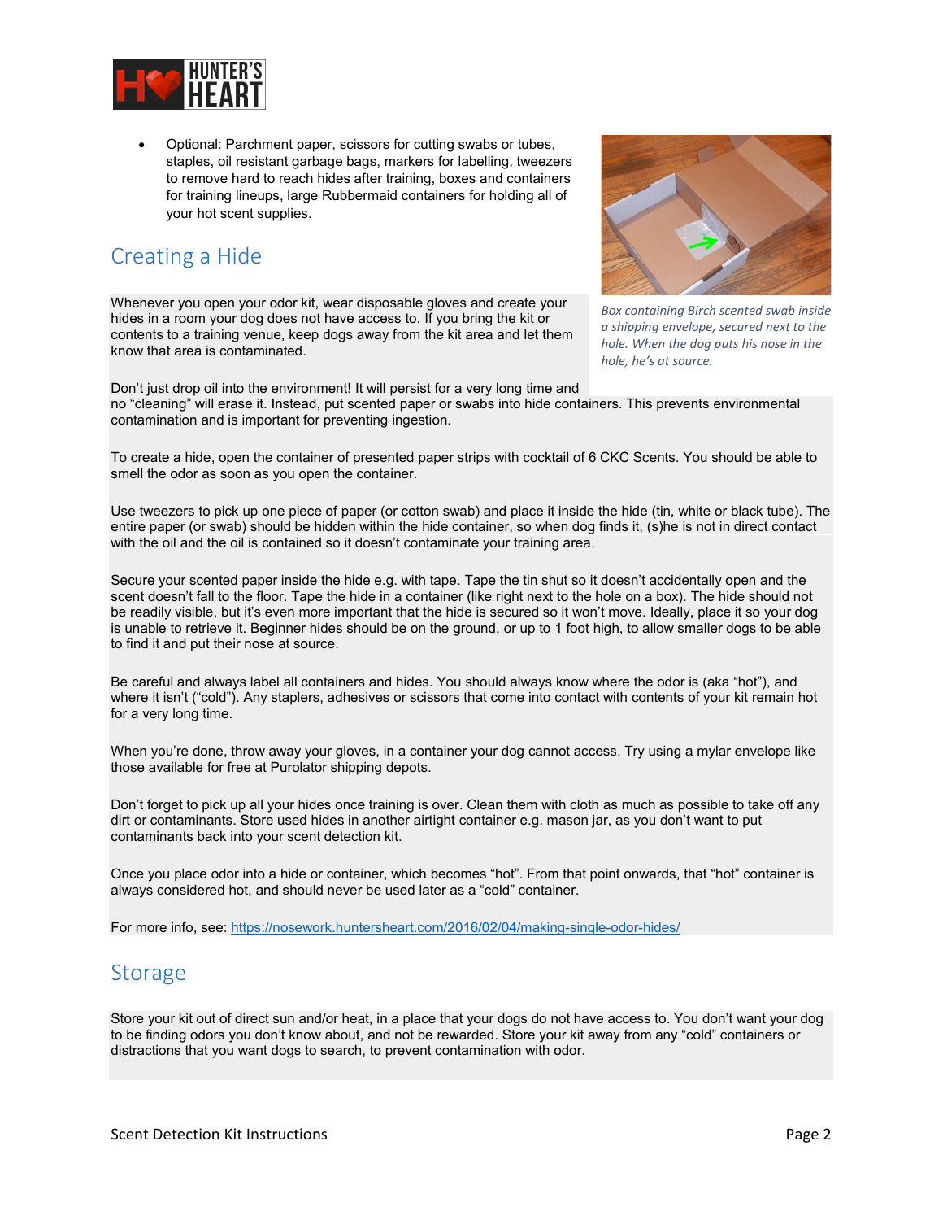- Optional: Parchment paper, scissors for cutting swabs or tubes, staples, oil resistant garbage bags, markers for labelling, tweezers to remove hard to reach hides after training, boxes and containers for training lineups, large Rubbermaid containers for holding all of your hot scent supplies.

*Box containing Birch scented swab inside a shipping envelope, secured next to the hole. When the dog puts his nose in the hole, he's at source.*

## Creating a Hide

Whenever you open your odor kit, wear disposable gloves and create your hides in a room your dog does not have access to. If you bring the kit or contents to a training venue, keep dogs away from the kit area and let them know that area is contaminated.

Don't just drop oil into the environment! It will persist for a very long time and no "cleaning" will erase it. Instead, put scented paper or swabs into hide containers. This prevents environmental contamination and is important for preventing ingestion.

To create a hide, open the container of presented paper strips with cocktail of 6 CKC Scents. You should be able to smell the odor as soon as you open the container.

Use tweezers to pick up one piece of paper (or cotton swab) and place it inside the hide (tin, white or black tube). The entire paper (or swab) should be hidden within the hide container, so when dog finds it, (s)he is not in direct contact with the oil and the oil is contained so it doesn't contaminate your training area.

Secure your scented paper inside the hide e.g. with tape. Tape the tin shut so it doesn't accidentally open and the scent doesn't fall to the floor. Tape the hide in a container (like right next to the hole on a box). The hide should not be readily visible, but it's even more important that the hide is secured so it won't move. Ideally, place it so your dog is unable to retrieve it. Beginner hides should be on the ground, or up to 1 foot high, to allow smaller dogs to be able to find it and put their nose at source.

Be careful and always label all containers and hides. You should always know where the odor is (aka "hot"), and where it isn't ("cold"). Any staplers, adhesives or scissors that come into contact with contents of your kit remain hot for a very long time.

When you're done, throw away your gloves, in a container your dog cannot access. Try using a mylar envelope like those available for free at Purolator shipping depots.

Don't forget to pick up all your hides once training is over. Clean them with cloth as much as possible to take off any dirt or contaminants. Store used hides in another airtight container e.g. mason jar, as you don't want to put contaminants back into your scent detection kit.

Once you place odor into a hide or container, which becomes "hot". From that point onwards, that "hot" container is always considered hot, and should never be used later as a "cold" container.

For more info, see: [https://nosework.huntersheart.com/2016/02/04/making-single-odor-hides/](https://nosework.huntersheart.com/2016/02/04/making-single-odor-hides/)

## Storage

Store your kit out of direct sun and/or heat, in a place that your dogs do not have access to. You don't want your dog to be finding odors you don't know about, and not be rewarded. Store your kit away from any "cold" containers or distractions that you want dogs to search, to prevent contamination with odor.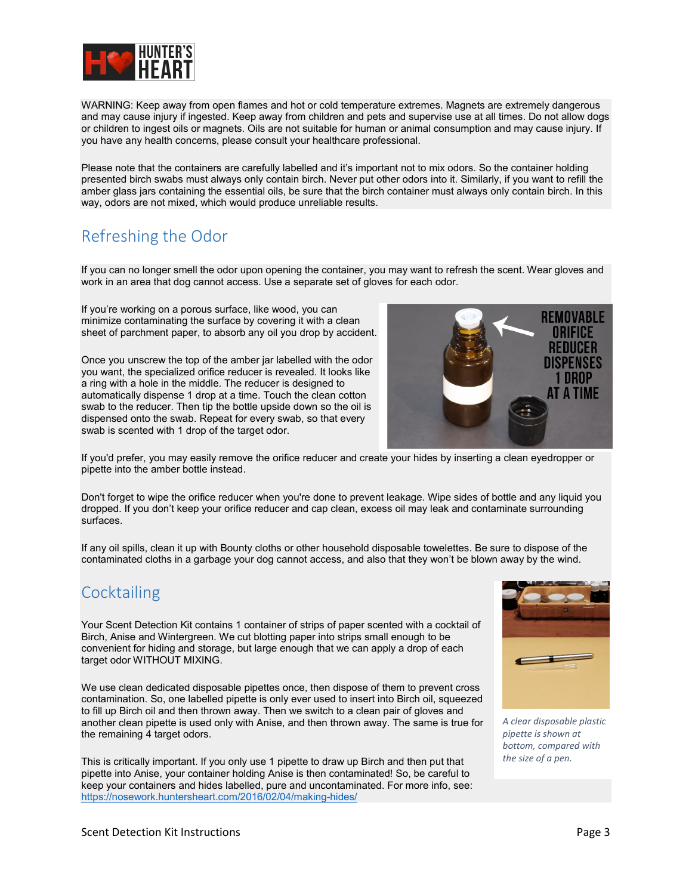WARNING: Keep away from open flames and hot or cold temperature extremes. Magnets are extremely dangerous and may cause injury if ingested. Keep away from children and pets and supervise use at all times. Do not allow dogs or children to ingest oils or magnets. Oils are not suitable for human or animal consumption and may cause injury. If you have any health concerns, please consult your healthcare professional.

Please note that the containers are carefully labelled and it's important not to mix odors. So the container holding presented birch swabs must always only contain birch. Never put other odors into it. Similarly, if you want to refill the amber glass jars containing the essential oils, be sure that the birch container must always only contain birch. In this way, odors are not mixed, which would produce unreliable results.

## Refreshing the Odor

If you can no longer smell the odor upon opening the container, you may want to refresh the scent. Wear gloves and work in an area that dog cannot access. Use a separate set of gloves for each odor.

If you're working on a porous surface, like wood, you can minimize contaminating the surface by covering it with a clean sheet of parchment paper, to absorb any oil you drop by accident.

Once you unscrew the top of the amber jar labelled with the odor you want, the specialized orifice reducer is revealed. It looks like a ring with a hole in the middle. The reducer is designed to automatically dispense 1 drop at a time. Touch the clean cotton swab to the reducer. Then tip the bottle upside down so the oil is dispensed onto the swab. Repeat for every swab, so that every swab is scented with 1 drop of the target odor.

If you'd prefer, you may easily remove the orifice reducer and create your hides by inserting a clean eyedropper or pipette into the amber bottle instead.

Don't forget to wipe the orifice reducer when you're done to prevent leakage. Wipe sides of bottle and any liquid you dropped. If you don't keep your orifice reducer and cap clean, excess oil may leak and contaminate surrounding surfaces.

If any oil spills, clean it up with Bounty cloths or other household disposable towelettes. Be sure to dispose of the contaminated cloths in a garbage your dog cannot access, and also that they won't be blown away by the wind.

## Cocktailing

Your Scent Detection Kit contains 1 container of strips of paper scented with a cocktail of Birch, Anise and Wintergreen. We cut blotting paper into strips small enough to be convenient for hiding and storage, but large enough that we can apply a drop of each target odor WITHOUT MIXING.

We use clean dedicated disposable pipettes once, then dispose of them to prevent cross contamination. So, one labelled pipette is only ever used to insert into Birch oil, squeezed to fill up Birch oil and then thrown away. Then we switch to a clean pair of gloves and another clean pipette is used only with Anise, and then thrown away. The same is true for the remaining 4 target odors.

*A clear disposable plastic pipette is shown at bottom, compared with the size of a pen.*

This is critically important. If you only use 1 pipette to draw up Birch and then put that pipette into Anise, your container holding Anise is then contaminated! So, be careful to keep your containers and hides labelled, pure and uncontaminated. For more info, see: https://nosework.huntersheart.com/2016/02/04/making-hides/